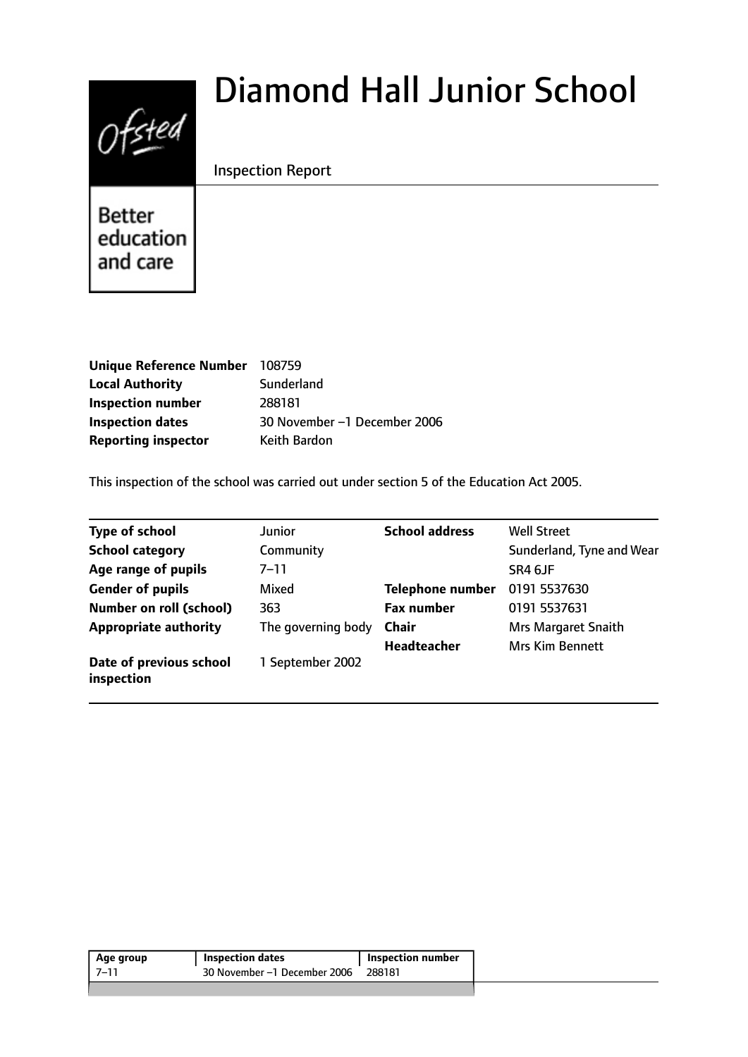# Diamond Hall Junior School

Inspection Report

Better education and care

| | |
|---|---|
| **Unique Reference Number** | 108759 |
| **Local Authority** | Sunderland |
| **Inspection number** | 288181 |
| **Inspection dates** | 30 November –1 December 2006 |
| **Reporting inspector** | Keith Bardon |

This inspection of the school was carried out under section 5 of the Education Act 2005.

| | | | |
|---|---|---|---|
| **Type of school** | Junior | **School address** | Well Street |
| **School category** | Community | | Sunderland, Tyne and Wear |
| **Age range of pupils** | 7–11 | | SR4 6JF |
| **Gender of pupils** | Mixed | **Telephone number** | 0191 5537630 |
| **Number on roll (school)** | 363 | **Fax number** | 0191 5537631 |
| **Appropriate authority** | The governing body | **Chair** | Mrs Margaret Snaith |
| | | **Headteacher** | Mrs Kim Bennett |
| **Date of previous school inspection** | 1 September 2002 | | |

| Age group | Inspection dates | Inspection number |
|---|---|---|
| 7–11 | 30 November –1 December 2006 | 288181 |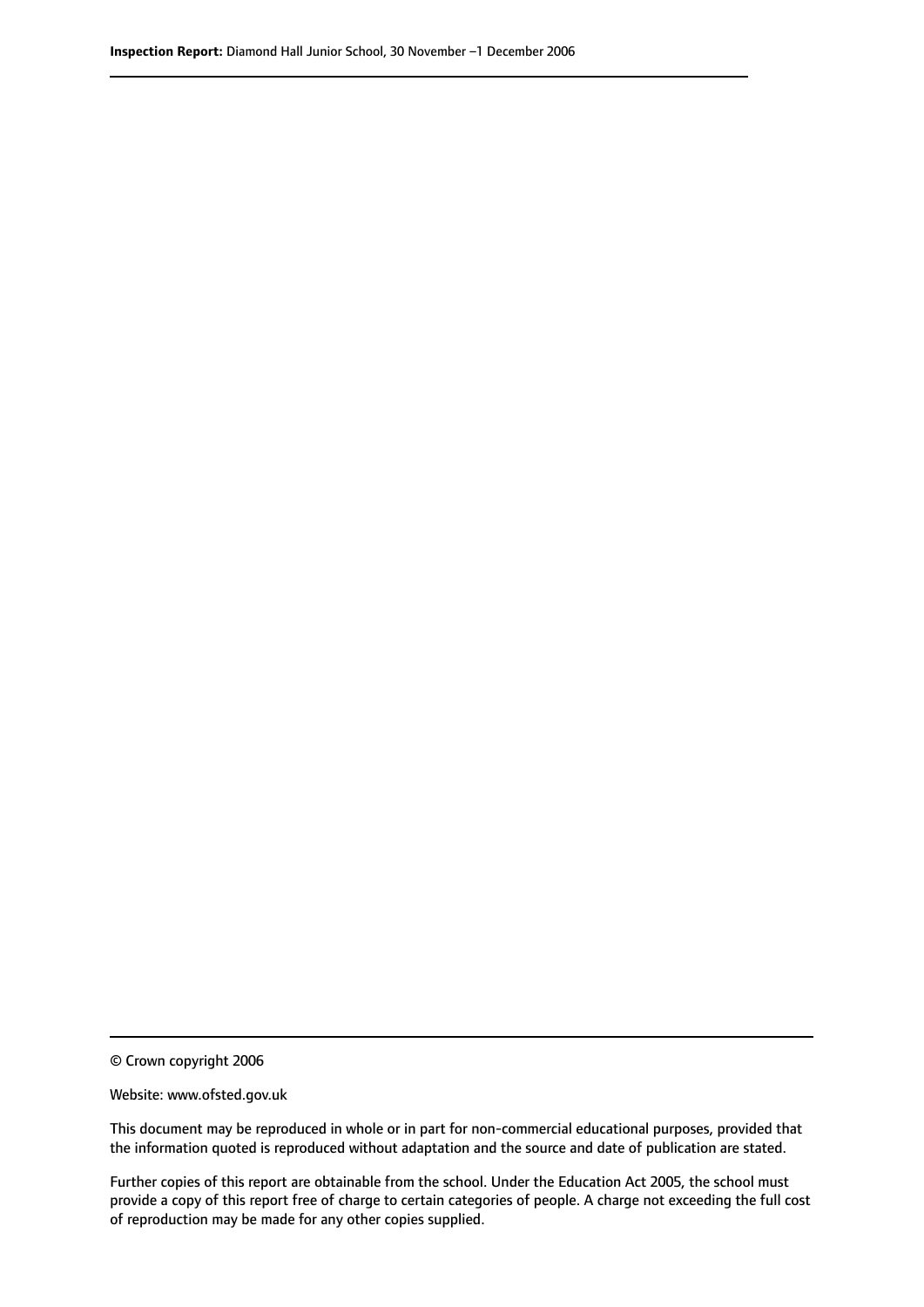© Crown copyright 2006

Website: www.ofsted.gov.uk

This document may be reproduced in whole or in part for non-commercial educational purposes, provided that the information quoted is reproduced without adaptation and the source and date of publication are stated.

Further copies of this report are obtainable from the school. Under the Education Act 2005, the school must provide a copy of this report free of charge to certain categories of people. A charge not exceeding the full cost of reproduction may be made for any other copies supplied.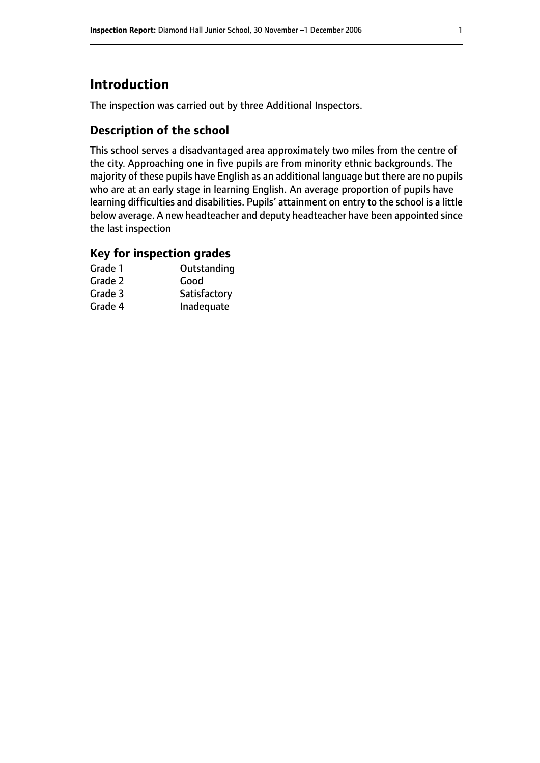# Introduction

The inspection was carried out by three Additional Inspectors.

## Description of the school

This school serves a disadvantaged area approximately two miles from the centre of the city. Approaching one in five pupils are from minority ethnic backgrounds. The majority of these pupils have English as an additional language but there are no pupils who are at an early stage in learning English. An average proportion of pupils have learning difficulties and disabilities. Pupils' attainment on entry to the school is a little below average. A new headteacher and deputy headteacher have been appointed since the last inspection

## Key for inspection grades

| | |
|---|---|
| Grade 1 | Outstanding |
| Grade 2 | Good |
| Grade 3 | Satisfactory |
| Grade 4 | Inadequate |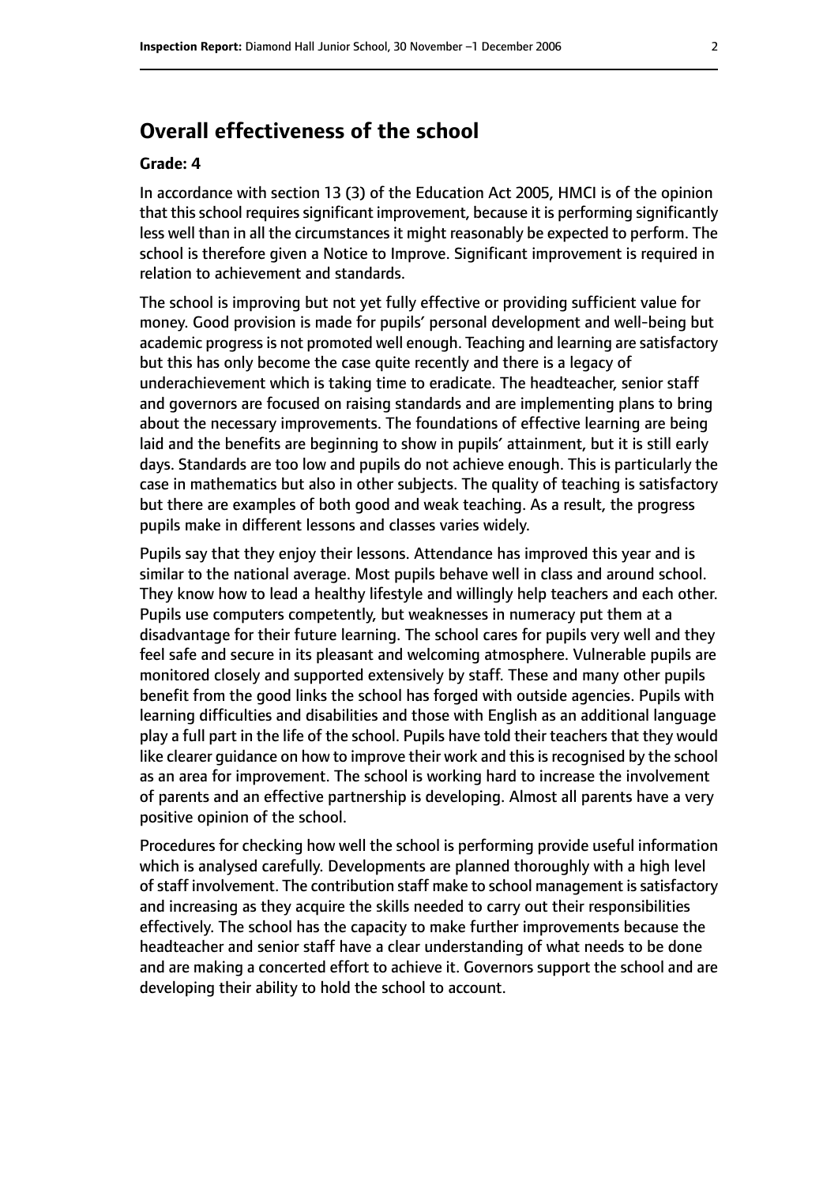## Overall effectiveness of the school

**Grade: 4**

In accordance with section 13 (3) of the Education Act 2005, HMCI is of the opinion that this school requires significant improvement, because it is performing significantly less well than in all the circumstances it might reasonably be expected to perform. The school is therefore given a Notice to Improve. Significant improvement is required in relation to achievement and standards.

The school is improving but not yet fully effective or providing sufficient value for money. Good provision is made for pupils' personal development and well-being but academic progress is not promoted well enough. Teaching and learning are satisfactory but this has only become the case quite recently and there is a legacy of underachievement which is taking time to eradicate. The headteacher, senior staff and governors are focused on raising standards and are implementing plans to bring about the necessary improvements. The foundations of effective learning are being laid and the benefits are beginning to show in pupils' attainment, but it is still early days. Standards are too low and pupils do not achieve enough. This is particularly the case in mathematics but also in other subjects. The quality of teaching is satisfactory but there are examples of both good and weak teaching. As a result, the progress pupils make in different lessons and classes varies widely.

Pupils say that they enjoy their lessons. Attendance has improved this year and is similar to the national average. Most pupils behave well in class and around school. They know how to lead a healthy lifestyle and willingly help teachers and each other. Pupils use computers competently, but weaknesses in numeracy put them at a disadvantage for their future learning. The school cares for pupils very well and they feel safe and secure in its pleasant and welcoming atmosphere. Vulnerable pupils are monitored closely and supported extensively by staff. These and many other pupils benefit from the good links the school has forged with outside agencies. Pupils with learning difficulties and disabilities and those with English as an additional language play a full part in the life of the school. Pupils have told their teachers that they would like clearer guidance on how to improve their work and this is recognised by the school as an area for improvement. The school is working hard to increase the involvement of parents and an effective partnership is developing. Almost all parents have a very positive opinion of the school.

Procedures for checking how well the school is performing provide useful information which is analysed carefully. Developments are planned thoroughly with a high level of staff involvement. The contribution staff make to school management is satisfactory and increasing as they acquire the skills needed to carry out their responsibilities effectively. The school has the capacity to make further improvements because the headteacher and senior staff have a clear understanding of what needs to be done and are making a concerted effort to achieve it. Governors support the school and are developing their ability to hold the school to account.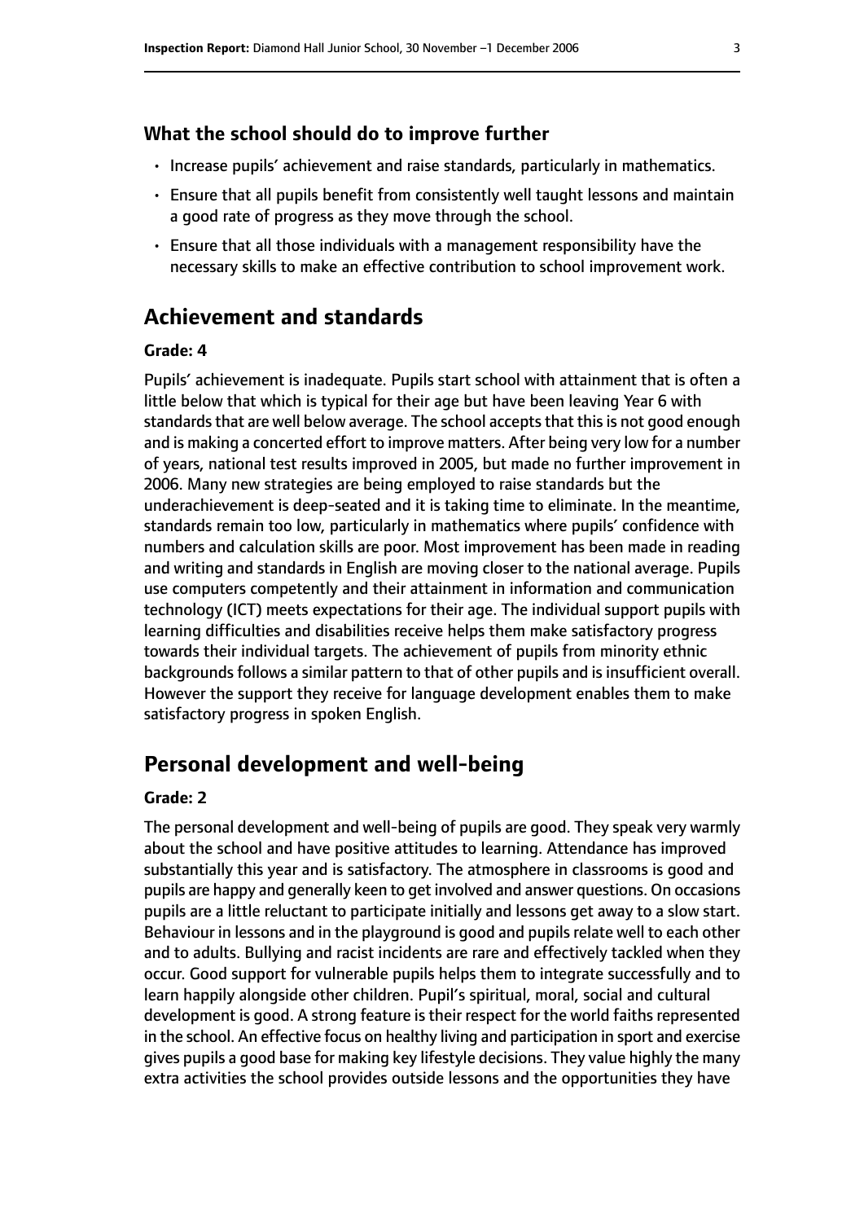### What the school should do to improve further

- Increase pupils' achievement and raise standards, particularly in mathematics.
- Ensure that all pupils benefit from consistently well taught lessons and maintain a good rate of progress as they move through the school.
- Ensure that all those individuals with a management responsibility have the necessary skills to make an effective contribution to school improvement work.

## Achievement and standards

#### Grade: 4

Pupils' achievement is inadequate. Pupils start school with attainment that is often a little below that which is typical for their age but have been leaving Year 6 with standards that are well below average. The school accepts that this is not good enough and is making a concerted effort to improve matters. After being very low for a number of years, national test results improved in 2005, but made no further improvement in 2006. Many new strategies are being employed to raise standards but the underachievement is deep-seated and it is taking time to eliminate. In the meantime, standards remain too low, particularly in mathematics where pupils' confidence with numbers and calculation skills are poor. Most improvement has been made in reading and writing and standards in English are moving closer to the national average. Pupils use computers competently and their attainment in information and communication technology (ICT) meets expectations for their age. The individual support pupils with learning difficulties and disabilities receive helps them make satisfactory progress towards their individual targets. The achievement of pupils from minority ethnic backgrounds follows a similar pattern to that of other pupils and is insufficient overall. However the support they receive for language development enables them to make satisfactory progress in spoken English.

## Personal development and well-being

#### Grade: 2

The personal development and well-being of pupils are good. They speak very warmly about the school and have positive attitudes to learning. Attendance has improved substantially this year and is satisfactory. The atmosphere in classrooms is good and pupils are happy and generally keen to get involved and answer questions. On occasions pupils are a little reluctant to participate initially and lessons get away to a slow start. Behaviour in lessons and in the playground is good and pupils relate well to each other and to adults. Bullying and racist incidents are rare and effectively tackled when they occur. Good support for vulnerable pupils helps them to integrate successfully and to learn happily alongside other children. Pupil's spiritual, moral, social and cultural development is good. A strong feature is their respect for the world faiths represented in the school. An effective focus on healthy living and participation in sport and exercise gives pupils a good base for making key lifestyle decisions. They value highly the many extra activities the school provides outside lessons and the opportunities they have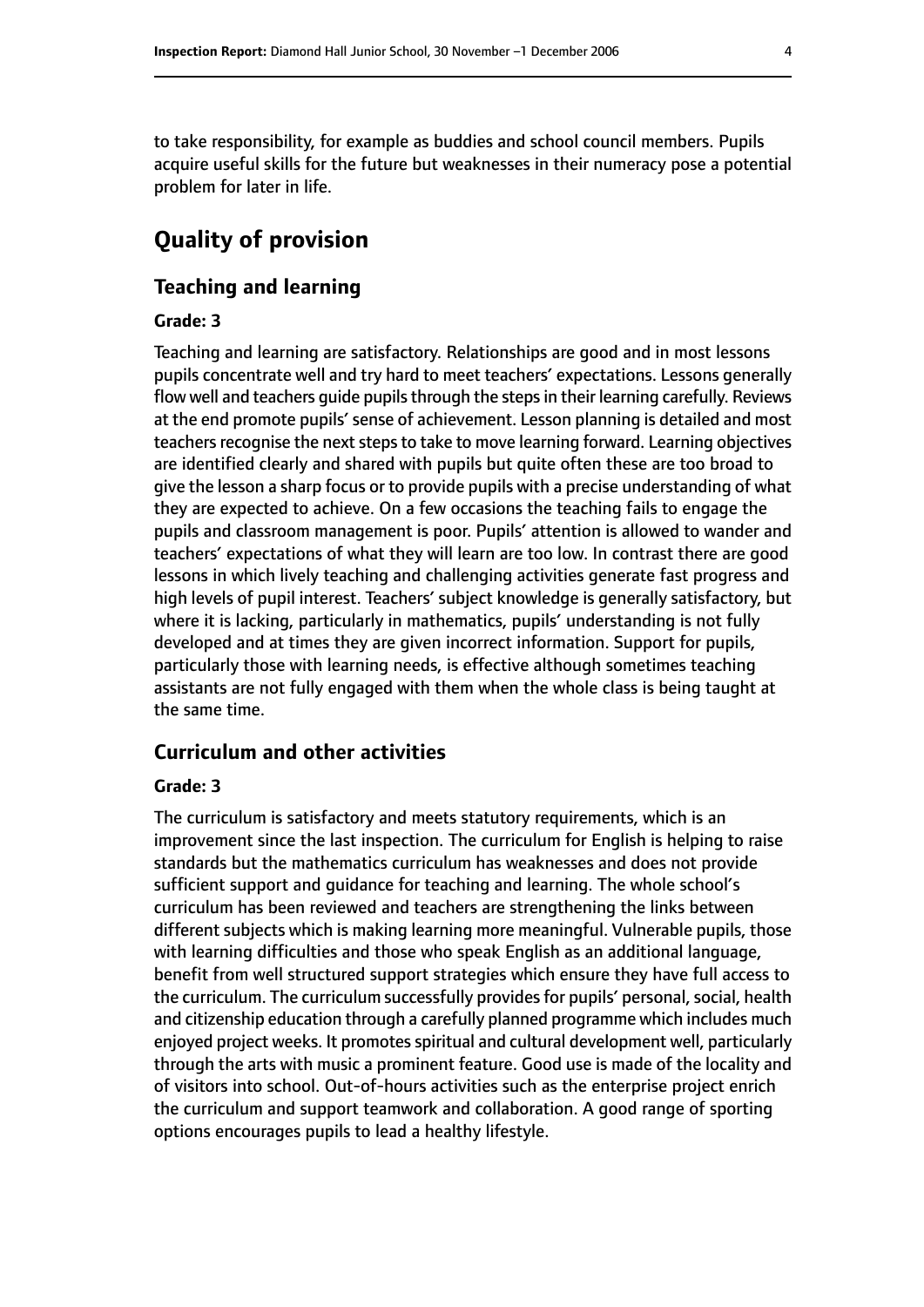to take responsibility, for example as buddies and school council members. Pupils acquire useful skills for the future but weaknesses in their numeracy pose a potential problem for later in life.

# Quality of provision

## Teaching and learning

### Grade: 3

Teaching and learning are satisfactory. Relationships are good and in most lessons pupils concentrate well and try hard to meet teachers' expectations. Lessons generally flow well and teachers guide pupils through the steps in their learning carefully. Reviews at the end promote pupils' sense of achievement. Lesson planning is detailed and most teachers recognise the next steps to take to move learning forward. Learning objectives are identified clearly and shared with pupils but quite often these are too broad to give the lesson a sharp focus or to provide pupils with a precise understanding of what they are expected to achieve. On a few occasions the teaching fails to engage the pupils and classroom management is poor. Pupils' attention is allowed to wander and teachers' expectations of what they will learn are too low. In contrast there are good lessons in which lively teaching and challenging activities generate fast progress and high levels of pupil interest. Teachers' subject knowledge is generally satisfactory, but where it is lacking, particularly in mathematics, pupils' understanding is not fully developed and at times they are given incorrect information. Support for pupils, particularly those with learning needs, is effective although sometimes teaching assistants are not fully engaged with them when the whole class is being taught at the same time.

## Curriculum and other activities

### Grade: 3

The curriculum is satisfactory and meets statutory requirements, which is an improvement since the last inspection. The curriculum for English is helping to raise standards but the mathematics curriculum has weaknesses and does not provide sufficient support and guidance for teaching and learning. The whole school's curriculum has been reviewed and teachers are strengthening the links between different subjects which is making learning more meaningful. Vulnerable pupils, those with learning difficulties and those who speak English as an additional language, benefit from well structured support strategies which ensure they have full access to the curriculum. The curriculum successfully provides for pupils' personal, social, health and citizenship education through a carefully planned programme which includes much enjoyed project weeks. It promotes spiritual and cultural development well, particularly through the arts with music a prominent feature. Good use is made of the locality and of visitors into school. Out-of-hours activities such as the enterprise project enrich the curriculum and support teamwork and collaboration. A good range of sporting options encourages pupils to lead a healthy lifestyle.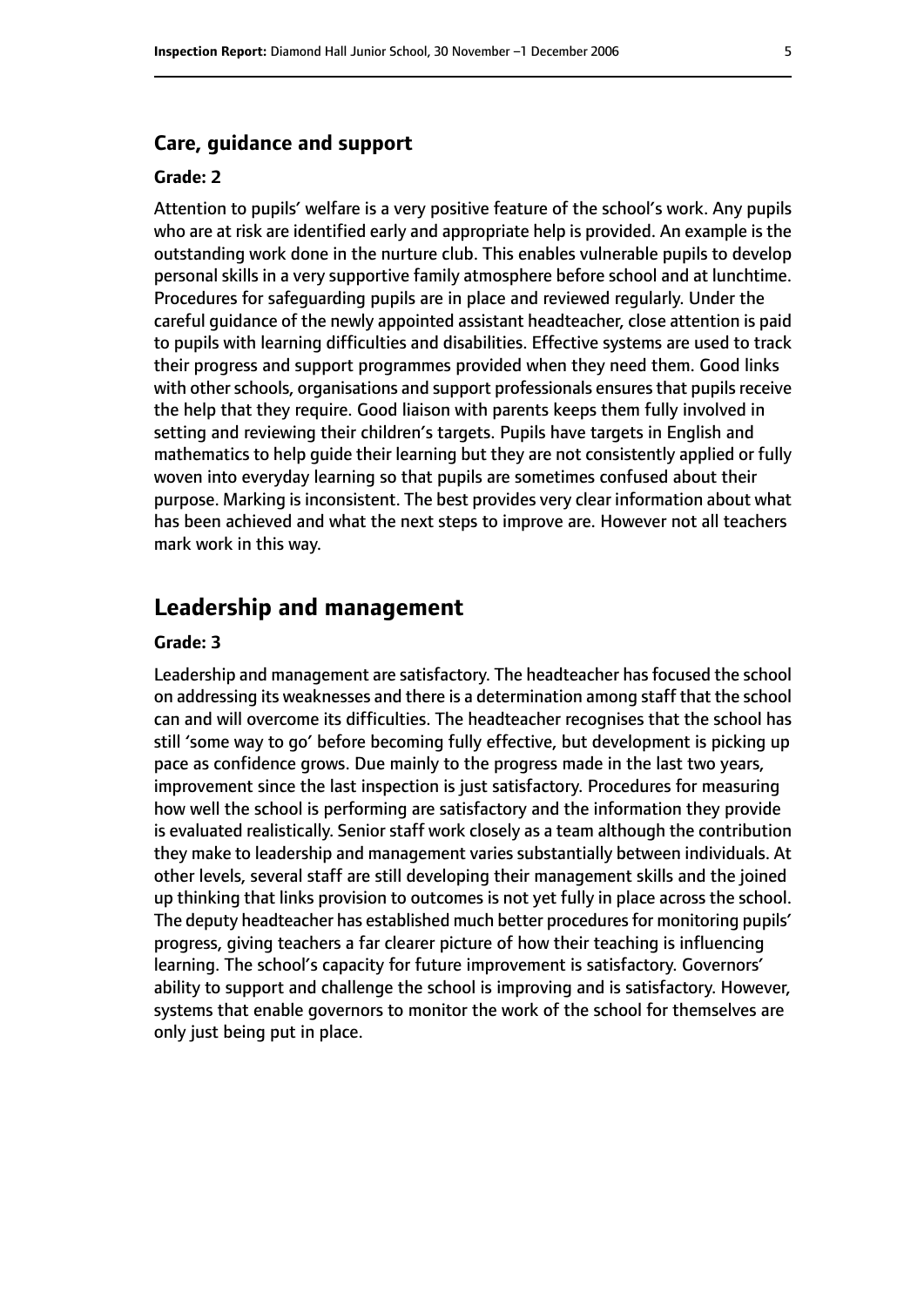### Care, guidance and support

**Grade: 2**

Attention to pupils' welfare is a very positive feature of the school's work. Any pupils who are at risk are identified early and appropriate help is provided. An example is the outstanding work done in the nurture club. This enables vulnerable pupils to develop personal skills in a very supportive family atmosphere before school and at lunchtime. Procedures for safeguarding pupils are in place and reviewed regularly. Under the careful guidance of the newly appointed assistant headteacher, close attention is paid to pupils with learning difficulties and disabilities. Effective systems are used to track their progress and support programmes provided when they need them. Good links with other schools, organisations and support professionals ensures that pupils receive the help that they require. Good liaison with parents keeps them fully involved in setting and reviewing their children's targets. Pupils have targets in English and mathematics to help guide their learning but they are not consistently applied or fully woven into everyday learning so that pupils are sometimes confused about their purpose. Marking is inconsistent. The best provides very clear information about what has been achieved and what the next steps to improve are. However not all teachers mark work in this way.

## Leadership and management

**Grade: 3**

Leadership and management are satisfactory. The headteacher has focused the school on addressing its weaknesses and there is a determination among staff that the school can and will overcome its difficulties. The headteacher recognises that the school has still 'some way to go' before becoming fully effective, but development is picking up pace as confidence grows. Due mainly to the progress made in the last two years, improvement since the last inspection is just satisfactory. Procedures for measuring how well the school is performing are satisfactory and the information they provide is evaluated realistically. Senior staff work closely as a team although the contribution they make to leadership and management varies substantially between individuals. At other levels, several staff are still developing their management skills and the joined up thinking that links provision to outcomes is not yet fully in place across the school. The deputy headteacher has established much better procedures for monitoring pupils' progress, giving teachers a far clearer picture of how their teaching is influencing learning. The school's capacity for future improvement is satisfactory. Governors' ability to support and challenge the school is improving and is satisfactory. However, systems that enable governors to monitor the work of the school for themselves are only just being put in place.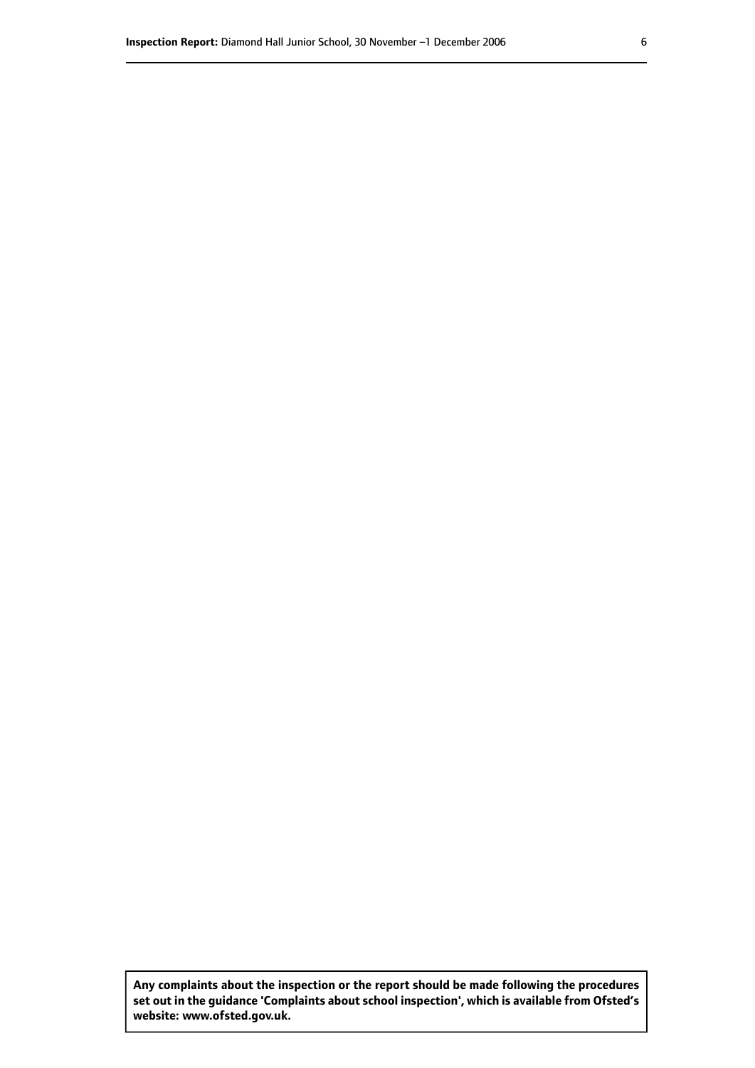**Any complaints about the inspection or the report should be made following the procedures set out in the guidance 'Complaints about school inspection', which is available from Ofsted's website: www.ofsted.gov.uk.**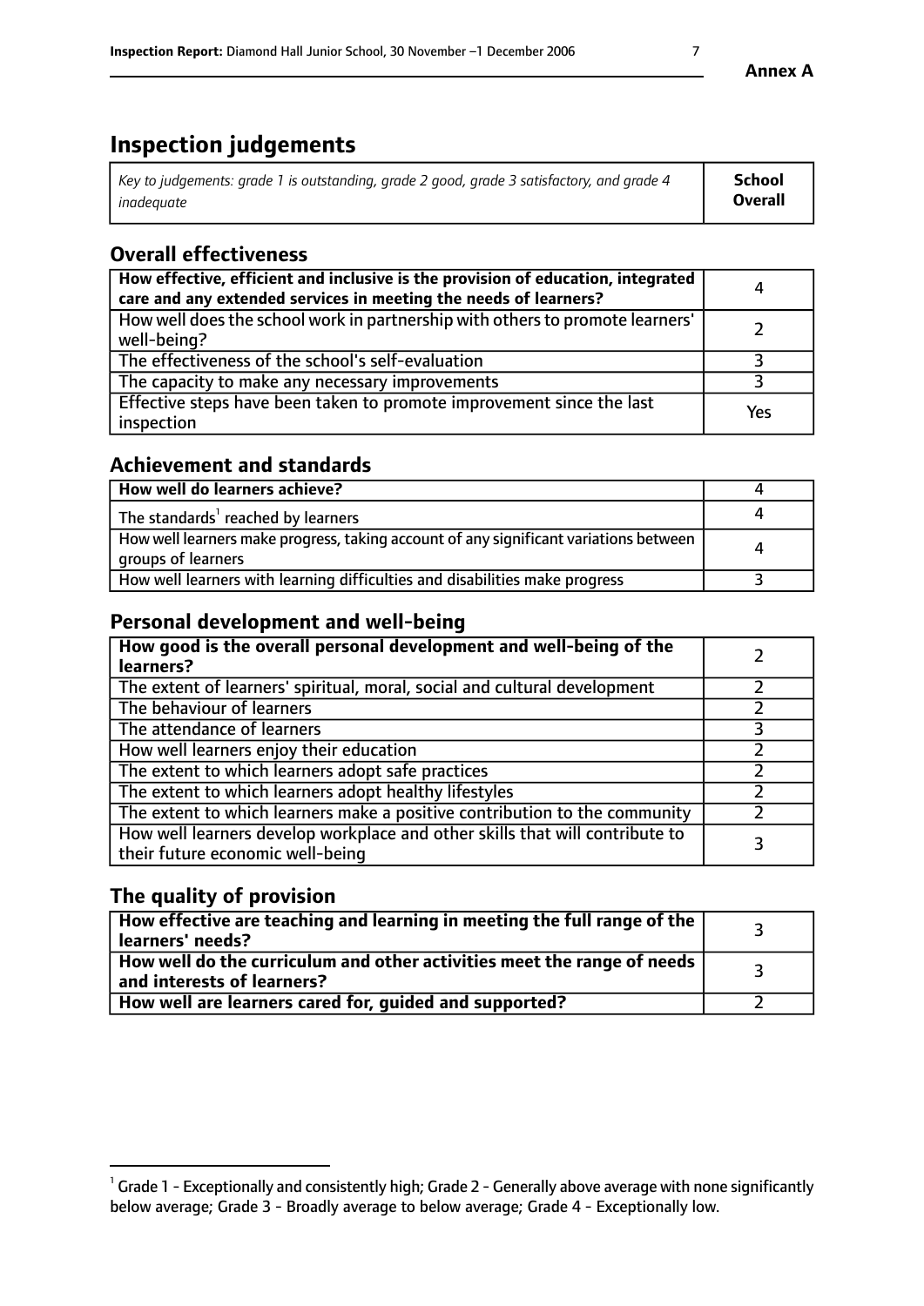# Inspection judgements

| *Key to judgements: grade 1 is outstanding, grade 2 good, grade 3 satisfactory, and grade 4 inadequate* | **School Overall** |
|---|---|

## Overall effectiveness

| | |
|---|---|
| **How effective, efficient and inclusive is the provision of education, integrated care and any extended services in meeting the needs of learners?** | 4 |
| How well does the school work in partnership with others to promote learners' well-being? | 2 |
| The effectiveness of the school's self-evaluation | 3 |
| The capacity to make any necessary improvements | 3 |
| Effective steps have been taken to promote improvement since the last inspection | Yes |

## Achievement and standards

| | |
|---|---|
| **How well do learners achieve?** | 4 |
| The standards[1] reached by learners | 4 |
| How well learners make progress, taking account of any significant variations between groups of learners | 4 |
| How well learners with learning difficulties and disabilities make progress | 3 |

## Personal development and well-being

| | |
|---|---|
| **How good is the overall personal development and well-being of the learners?** | 2 |
| The extent of learners' spiritual, moral, social and cultural development | 2 |
| The behaviour of learners | 2 |
| The attendance of learners | 3 |
| How well learners enjoy their education | 2 |
| The extent to which learners adopt safe practices | 2 |
| The extent to which learners adopt healthy lifestyles | 2 |
| The extent to which learners make a positive contribution to the community | 2 |
| How well learners develop workplace and other skills that will contribute to their future economic well-being | 3 |

## The quality of provision

| | |
|---|---|
| **How effective are teaching and learning in meeting the full range of the learners' needs?** | 3 |
| **How well do the curriculum and other activities meet the range of needs and interests of learners?** | 3 |
| **How well are learners cared for, guided and supported?** | 2 |

[1] Grade 1 - Exceptionally and consistently high; Grade 2 - Generally above average with none significantly below average; Grade 3 - Broadly average to below average; Grade 4 - Exceptionally low.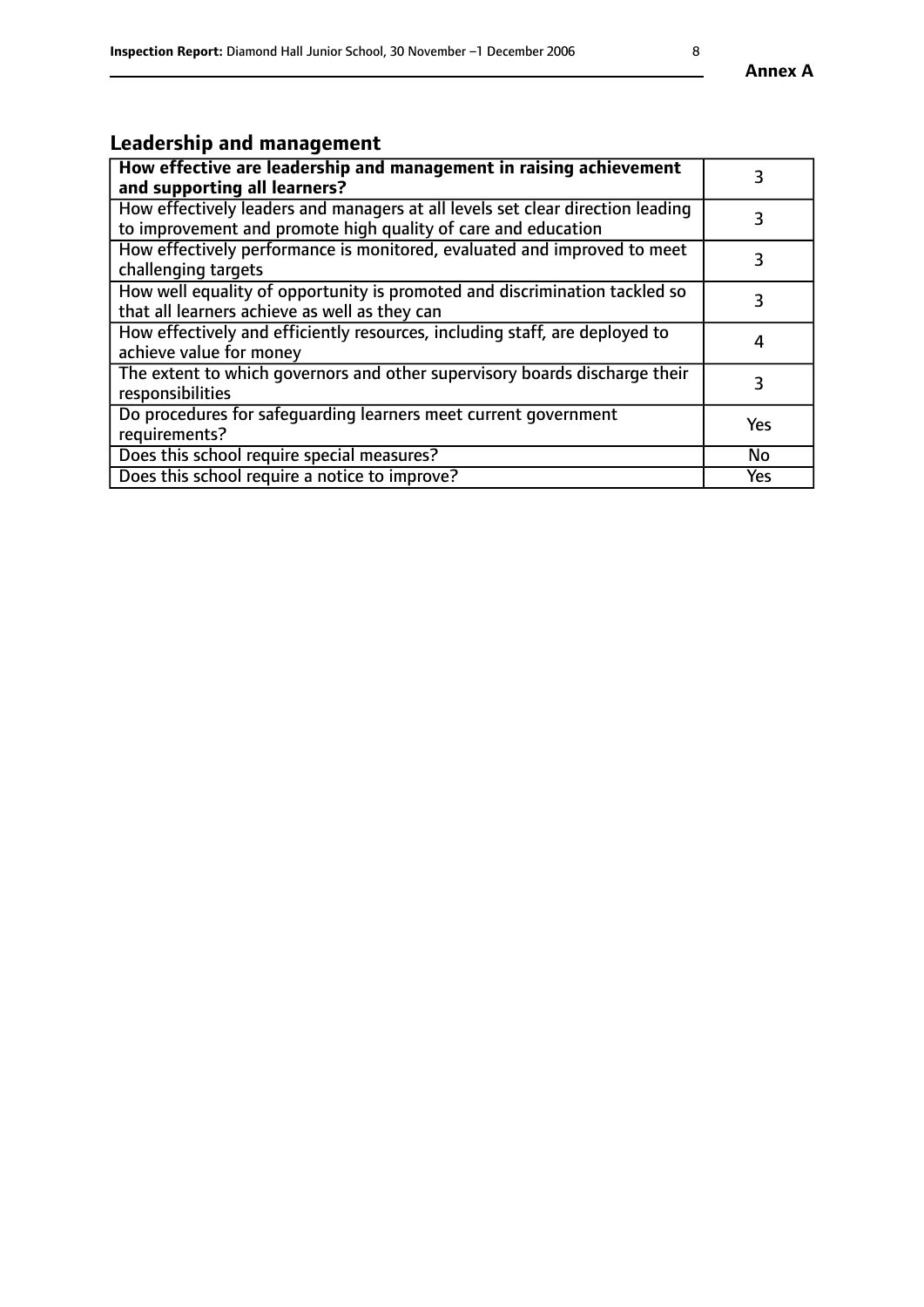**Annex A**

## Leadership and management

| **How effective are leadership and management in raising achievement and supporting all learners?** | 3 |
|---|---|
| How effectively leaders and managers at all levels set clear direction leading to improvement and promote high quality of care and education | 3 |
| How effectively performance is monitored, evaluated and improved to meet challenging targets | 3 |
| How well equality of opportunity is promoted and discrimination tackled so that all learners achieve as well as they can | 3 |
| How effectively and efficiently resources, including staff, are deployed to achieve value for money | 4 |
| The extent to which governors and other supervisory boards discharge their responsibilities | 3 |
| Do procedures for safeguarding learners meet current government requirements? | Yes |
| Does this school require special measures? | No |
| Does this school require a notice to improve? | Yes |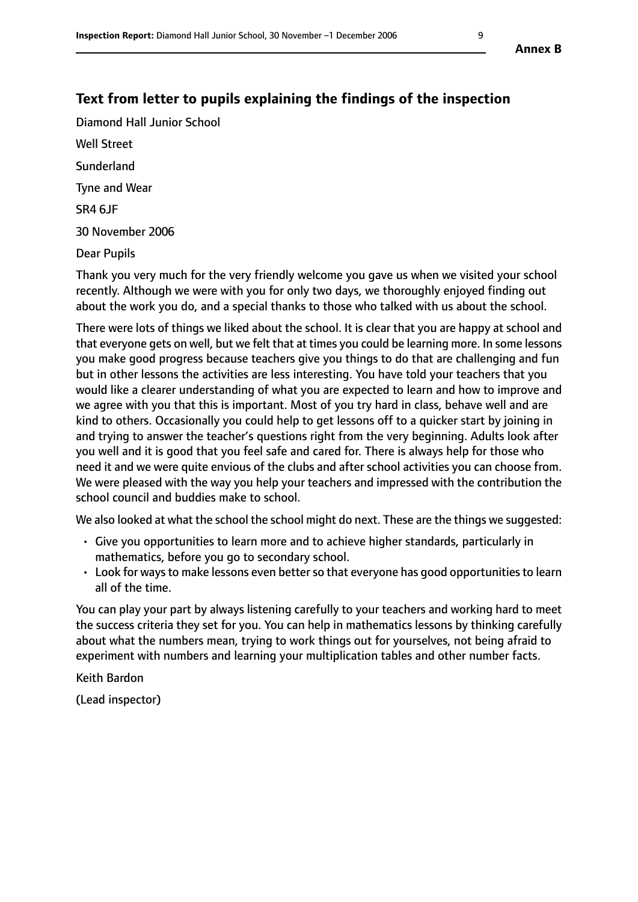## Text from letter to pupils explaining the findings of the inspection

Diamond Hall Junior School

Well Street

Sunderland

Tyne and Wear

SR4 6JF

30 November 2006

Dear Pupils

Thank you very much for the very friendly welcome you gave us when we visited your school recently. Although we were with you for only two days, we thoroughly enjoyed finding out about the work you do, and a special thanks to those who talked with us about the school.

There were lots of things we liked about the school. It is clear that you are happy at school and that everyone gets on well, but we felt that at times you could be learning more. In some lessons you make good progress because teachers give you things to do that are challenging and fun but in other lessons the activities are less interesting. You have told your teachers that you would like a clearer understanding of what you are expected to learn and how to improve and we agree with you that this is important. Most of you try hard in class, behave well and are kind to others. Occasionally you could help to get lessons off to a quicker start by joining in and trying to answer the teacher's questions right from the very beginning. Adults look after you well and it is good that you feel safe and cared for. There is always help for those who need it and we were quite envious of the clubs and after school activities you can choose from. We were pleased with the way you help your teachers and impressed with the contribution the school council and buddies make to school.

We also looked at what the school the school might do next. These are the things we suggested:

- Give you opportunities to learn more and to achieve higher standards, particularly in mathematics, before you go to secondary school.
- Look for ways to make lessons even better so that everyone has good opportunities to learn all of the time.

You can play your part by always listening carefully to your teachers and working hard to meet the success criteria they set for you. You can help in mathematics lessons by thinking carefully about what the numbers mean, trying to work things out for yourselves, not being afraid to experiment with numbers and learning your multiplication tables and other number facts.

Keith Bardon

(Lead inspector)